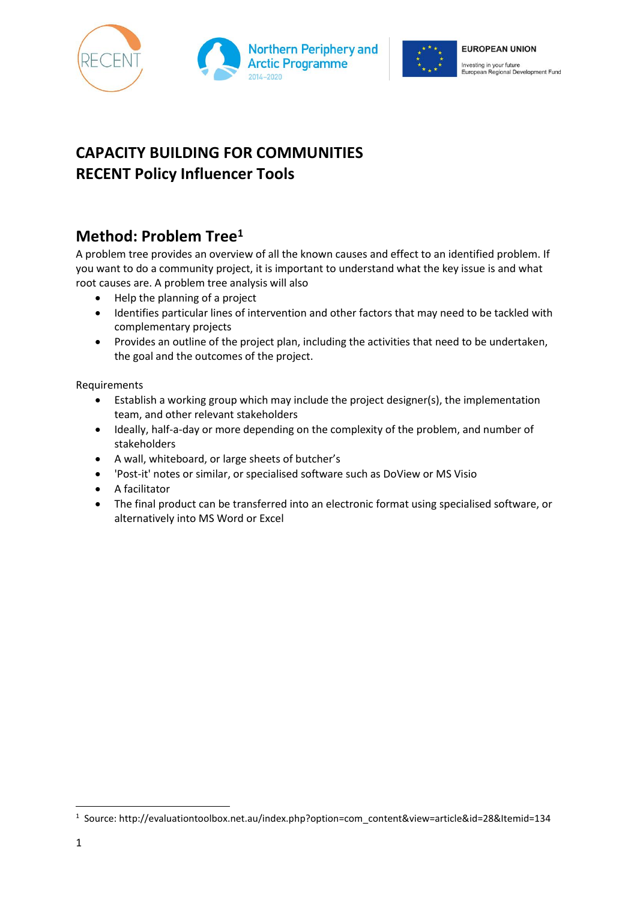# CAPACITY BUILDING FOR COMMUNITIES
# RECENT Policy Influencer Tools

## Method: Problem Tree[1]

A problem tree provides an overview of all the known causes and effect to an identified problem. If you want to do a community project, it is important to understand what the key issue is and what root causes are. A problem tree analysis will also

- Help the planning of a project
- Identifies particular lines of intervention and other factors that may need to be tackled with complementary projects
- Provides an outline of the project plan, including the activities that need to be undertaken, the goal and the outcomes of the project.

Requirements

- Establish a working group which may include the project designer(s), the implementation team, and other relevant stakeholders
- Ideally, half-a-day or more depending on the complexity of the problem, and number of stakeholders
- A wall, whiteboard, or large sheets of butcher's
- 'Post-it' notes or similar, or specialised software such as DoView or MS Visio
- A facilitator
- The final product can be transferred into an electronic format using specialised software, or alternatively into MS Word or Excel

[1] Source: http://evaluationtoolbox.net.au/index.php?option=com_content&view=article&id=28&Itemid=134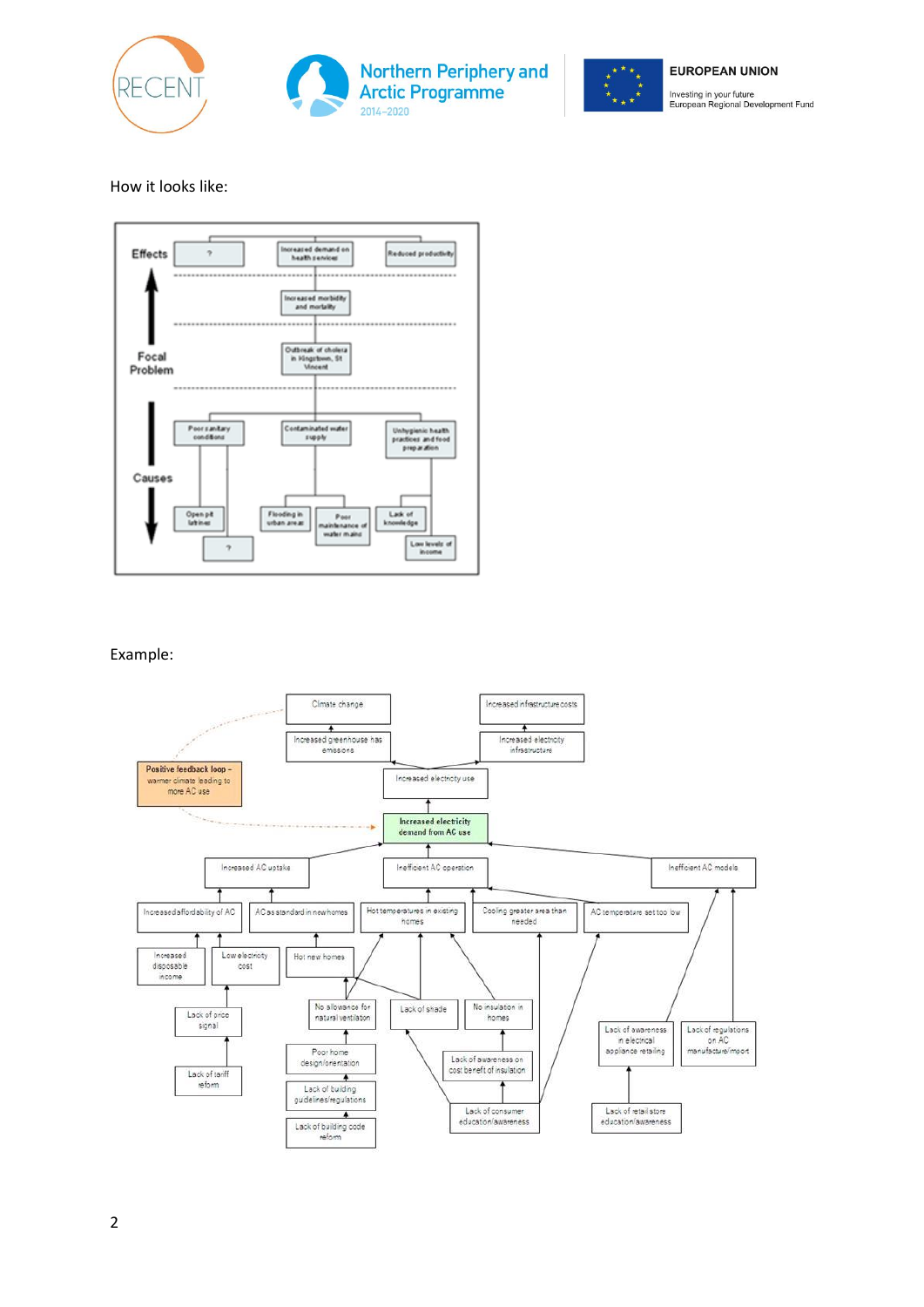How it looks like:

Effects

| ? | Increased demand on health services | Reduced productivity |
|---|---|---|

Increased morbidity and mortality

Focal Problem

Outbreak of cholera in Kingstown, St Vincent

Causes

| Poor sanitary conditions | Contaminated water supply | Unhygienic health practices and food preparation |
|---|---|---|
| Open pit latrines; ? | Flooding in urban areas; Poor maintenance of water mains | Lack of knowledge; Low levels of income |

Example:

- Climate change
- Increased greenhouse has emissions
- Increased infrastructure costs
- Increased electricty infrastructure
- Positive feedback loop – warmer climate leading to more AC use
- Increased electricity use
- Increased electricity demand from AC use
- Increased AC uptake
  - Increased affordability of AC
    - Increased disposable income
    - Low electricity cost
      - Lack of price signal
        - Lack of tariff reform
  - AC as standard in new homes
    - Hot new homes
- Inefficient AC operation
  - Hot temperatures in existing homes
    - No allowance for natural ventilation
      - Poor home design/orientation
        - Lack of building guidelines/regulations
          - Lack of building code reform
    - Lack of shade
    - No insulation in homes
      - Lack of awareness on cost benefit of insulation
  - Cooling greater area than needed
  - AC temperature set too low
  - Lack of consumer education/awareness
- Inefficient AC models
  - Lack of awareness in electrical appliance retailing
    - Lack of retail store education/awareness
  - Lack of regulations on AC manufacture/import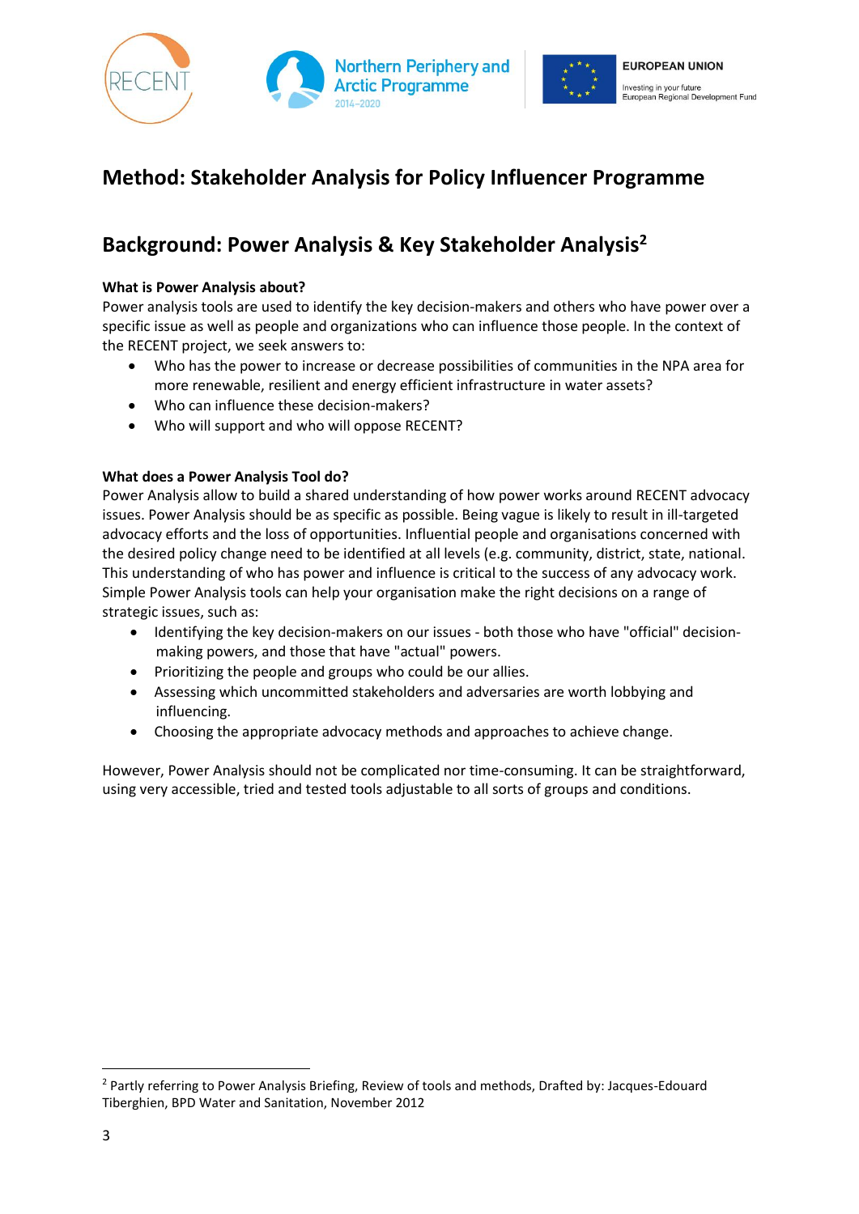# Method: Stakeholder Analysis for Policy Influencer Programme

## Background: Power Analysis & Key Stakeholder Analysis[2]

**What is Power Analysis about?**

Power analysis tools are used to identify the key decision-makers and others who have power over a specific issue as well as people and organizations who can influence those people. In the context of the RECENT project, we seek answers to:

- Who has the power to increase or decrease possibilities of communities in the NPA area for more renewable, resilient and energy efficient infrastructure in water assets?
- Who can influence these decision-makers?
- Who will support and who will oppose RECENT?

**What does a Power Analysis Tool do?**

Power Analysis allow to build a shared understanding of how power works around RECENT advocacy issues. Power Analysis should be as specific as possible. Being vague is likely to result in ill-targeted advocacy efforts and the loss of opportunities. Influential people and organisations concerned with the desired policy change need to be identified at all levels (e.g. community, district, state, national. This understanding of who has power and influence is critical to the success of any advocacy work. Simple Power Analysis tools can help your organisation make the right decisions on a range of strategic issues, such as:

- Identifying the key decision-makers on our issues - both those who have "official" decision-making powers, and those that have "actual" powers.
- Prioritizing the people and groups who could be our allies.
- Assessing which uncommitted stakeholders and adversaries are worth lobbying and influencing.
- Choosing the appropriate advocacy methods and approaches to achieve change.

However, Power Analysis should not be complicated nor time-consuming. It can be straightforward, using very accessible, tried and tested tools adjustable to all sorts of groups and conditions.

---

[2] Partly referring to Power Analysis Briefing, Review of tools and methods, Drafted by: Jacques-Edouard Tiberghien, BPD Water and Sanitation, November 2012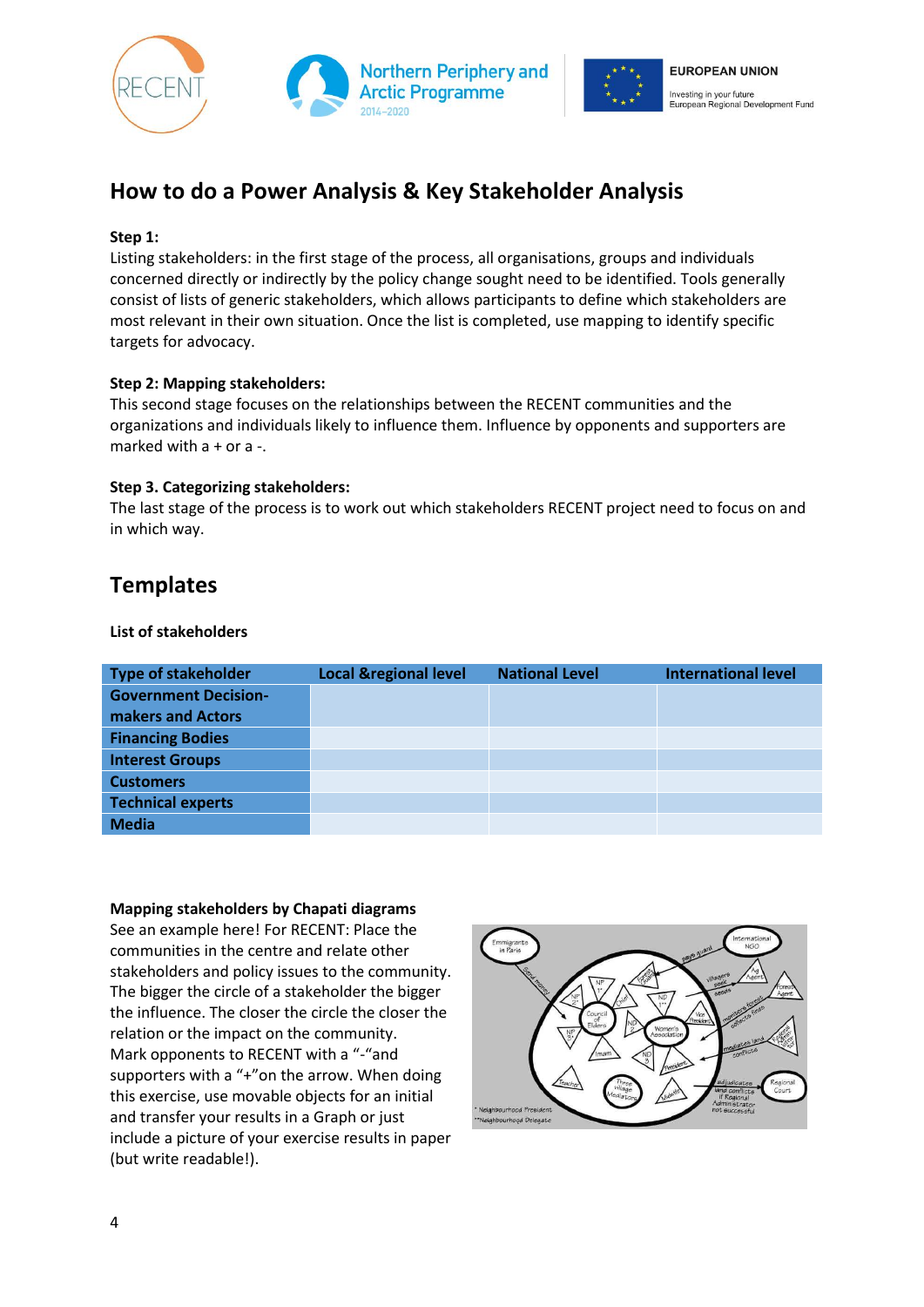## How to do a Power Analysis & Key Stakeholder Analysis

**Step 1:**
Listing stakeholders: in the first stage of the process, all organisations, groups and individuals concerned directly or indirectly by the policy change sought need to be identified. Tools generally consist of lists of generic stakeholders, which allows participants to define which stakeholders are most relevant in their own situation. Once the list is completed, use mapping to identify specific targets for advocacy.

**Step 2: Mapping stakeholders:**
This second stage focuses on the relationships between the RECENT communities and the organizations and individuals likely to influence them. Influence by opponents and supporters are marked with a + or a -.

**Step 3. Categorizing stakeholders:**
The last stage of the process is to work out which stakeholders RECENT project need to focus on and in which way.

## Templates

**List of stakeholders**

| Type of stakeholder | Local &regional level | National Level | International level |
|---|---|---|---|
| **Government Decision-makers and Actors** | | | |
| **Financing Bodies** | | | |
| **Interest Groups** | | | |
| **Customers** | | | |
| **Technical experts** | | | |
| **Media** | | | |

**Mapping stakeholders by Chapati diagrams**
See an example here! For RECENT: Place the communities in the centre and relate other stakeholders and policy issues to the community. The bigger the circle of a stakeholder the bigger the influence. The closer the circle the closer the relation or the impact on the community. Mark opponents to RECENT with a "-"and supporters with a "+"on the arrow. When doing this exercise, use movable objects for an initial and transfer your results in a Graph or just include a picture of your exercise results in paper (but write readable!).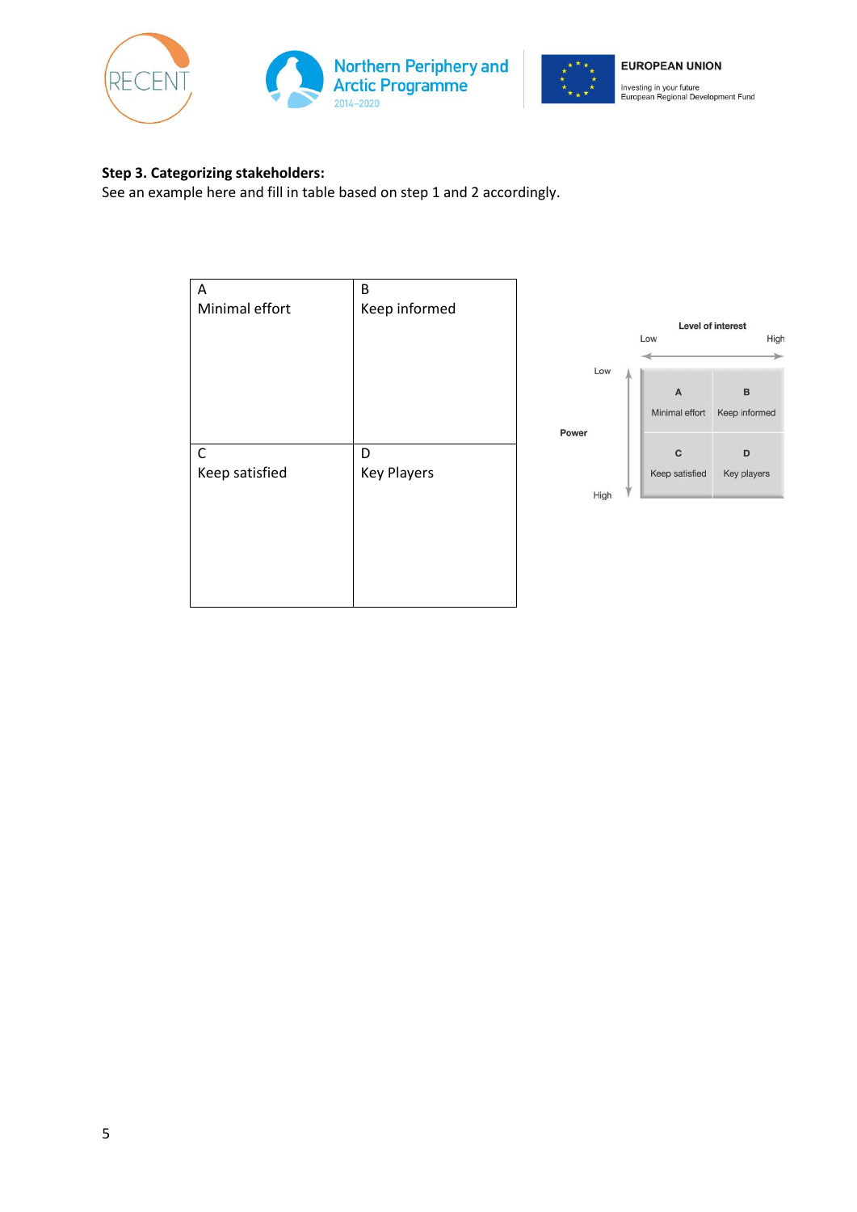**Step 3. Categorizing stakeholders:**

See an example here and fill in table based on step 1 and 2 accordingly.

| A<br>Minimal effort | B<br>Keep informed |
|---|---|
| C<br>Keep satisfied | D<br>Key Players |

|  |  | Level of interest |  |
|---|---|---|---|
|  |  | Low | High |
| Power | Low | A<br>Minimal effort | B<br>Keep informed |
|  | High | C<br>Keep satisfied | D<br>Key players |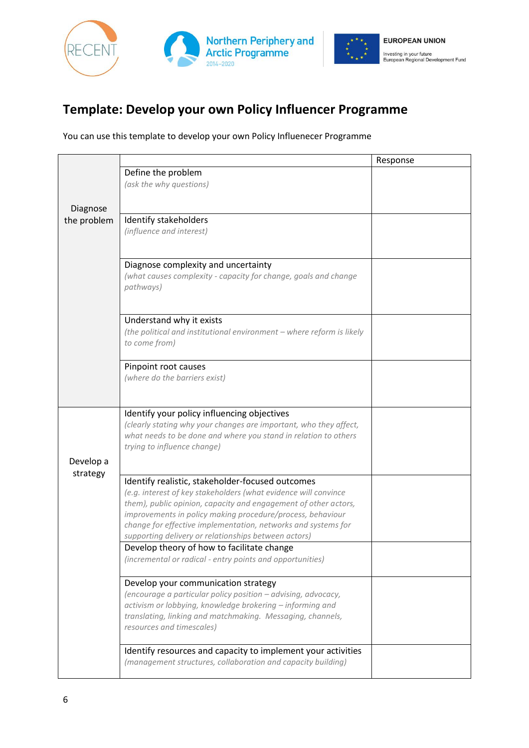# Template: Develop your own Policy Influencer Programme

You can use this template to develop your own Policy Influenecer Programme

| | | Response |
|---|---|---|
| Diagnose the problem | Define the problem<br>*(ask the why questions)* | |
| | Identify stakeholders<br>*(influence and interest)* | |
| | Diagnose complexity and uncertainty<br>*(what causes complexity - capacity for change, goals and change pathways)* | |
| | Understand why it exists<br>*(the political and institutional environment – where reform is likely to come from)* | |
| | Pinpoint root causes<br>*(where do the barriers exist)* | |
| Develop a strategy | Identify your policy influencing objectives<br>*(clearly stating why your changes are important, who they affect, what needs to be done and where you stand in relation to others trying to influence change)* | |
| | Identify realistic, stakeholder-focused outcomes<br>*(e.g. interest of key stakeholders (what evidence will convince them), public opinion, capacity and engagement of other actors, improvements in policy making procedure/process, behaviour change for effective implementation, networks and systems for supporting delivery or relationships between actors)* | |
| | Develop theory of how to facilitate change<br>*(incremental or radical - entry points and opportunities)* | |
| | Develop your communication strategy<br>*(encourage a particular policy position – advising, advocacy, activism or lobbying, knowledge brokering – informing and translating, linking and matchmaking. Messaging, channels, resources and timescales)* | |
| | Identify resources and capacity to implement your activities<br>*(management structures, collaboration and capacity building)* | |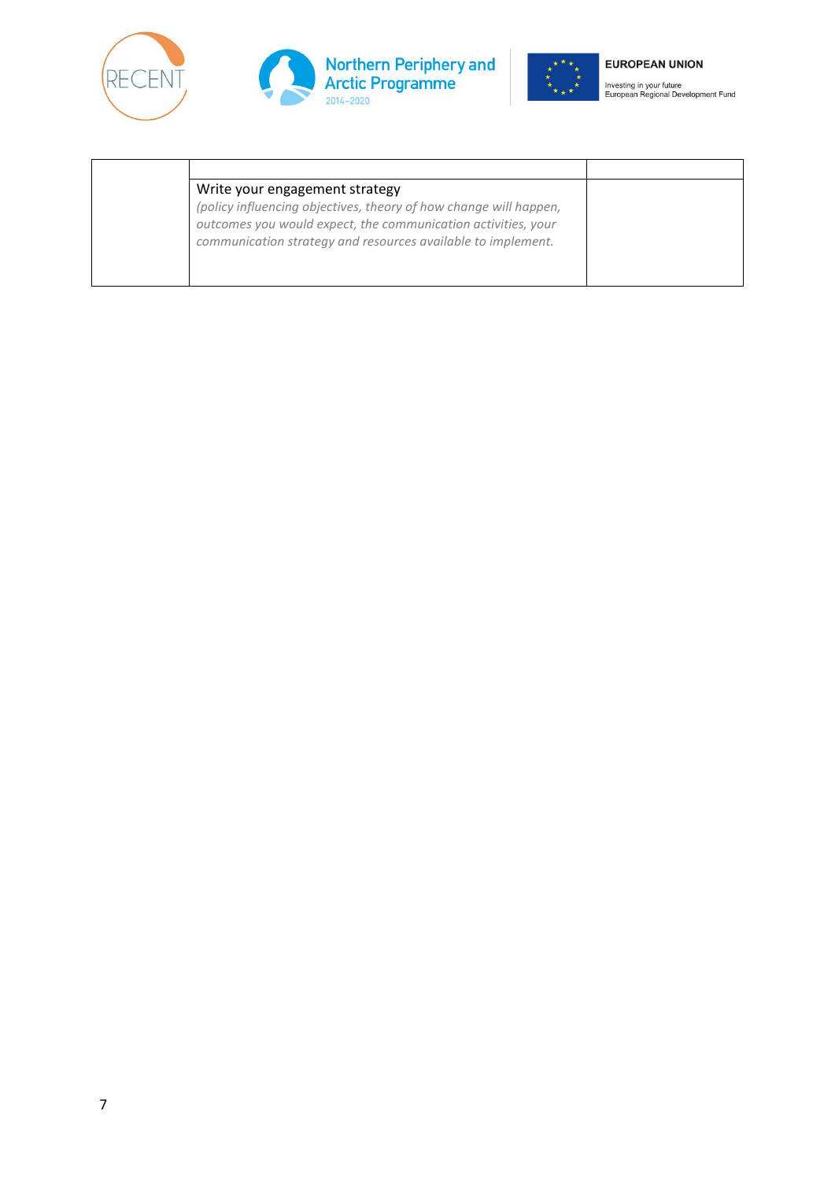| | | |
|---|---|---|
| | | |
| | Write your engagement strategy<br>*(policy influencing objectives, theory of how change will happen, outcomes you would expect, the communication activities, your communication strategy and resources available to implement.* | |